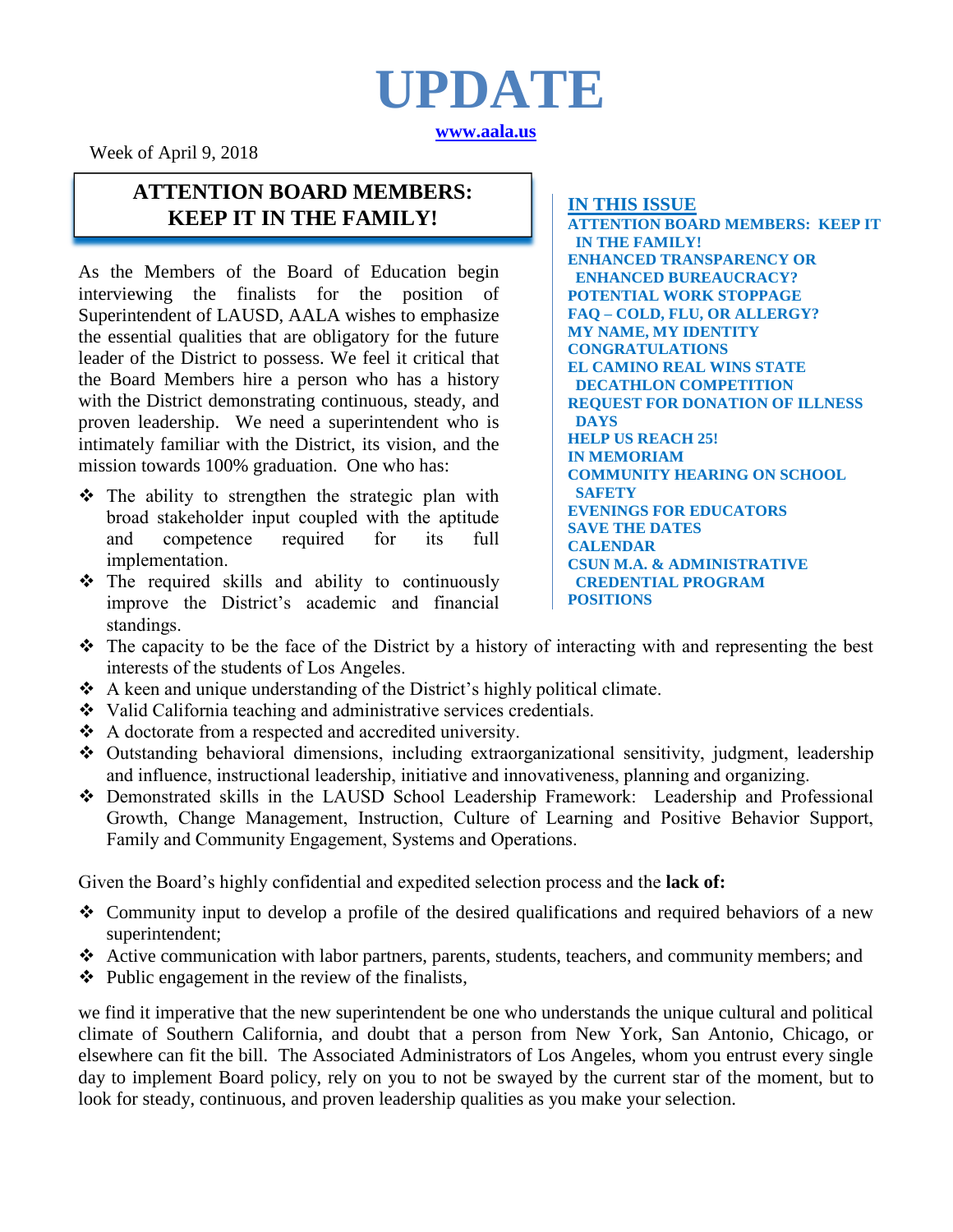# UPDATE

www.aala.us

Week of April 9, 2018

## ATTENTION BOARD MEMBERS: KEEP IT IN THE FAMILY!

As the Members of the Board of Education begin interviewing the finalists for the position of Superintendent of LAUSD, AALA wishes to emphasize the essential qualities that are obligatory for the future leader of the District to possess. We feel it critical that the Board Members hire a person who has a history with the District demonstrating continuous, steady, and proven leadership. We need a superintendent who is intimately familiar with the District, its vision, and the mission towards 100% graduation. One who has:

- The ability to strengthen the strategic plan with broad stakeholder input coupled with the aptitude and competence required for its full implementation.
- The required skills and ability to continuously improve the District's academic and financial standings.
- The capacity to be the face of the District by a history of interacting with and representing the best interests of the students of Los Angeles.
- A keen and unique understanding of the District's highly political climate.
- Valid California teaching and administrative services credentials.
- A doctorate from a respected and accredited university.
- Outstanding behavioral dimensions, including extraorganizational sensitivity, judgment, leadership and influence, instructional leadership, initiative and innovativeness, planning and organizing.
- Demonstrated skills in the LAUSD School Leadership Framework: Leadership and Professional Growth, Change Management, Instruction, Culture of Learning and Positive Behavior Support, Family and Community Engagement, Systems and Operations.

Given the Board's highly confidential and expedited selection process and the **lack of:**

- Community input to develop a profile of the desired qualifications and required behaviors of a new superintendent;
- Active communication with labor partners, parents, students, teachers, and community members; and
- Public engagement in the review of the finalists,

we find it imperative that the new superintendent be one who understands the unique cultural and political climate of Southern California, and doubt that a person from New York, San Antonio, Chicago, or elsewhere can fit the bill. The Associated Administrators of Los Angeles, whom you entrust every single day to implement Board policy, rely on you to not be swayed by the current star of the moment, but to look for steady, continuous, and proven leadership qualities as you make your selection.

### IN THIS ISSUE

- ATTENTION BOARD MEMBERS: KEEP IT IN THE FAMILY!
- ENHANCED TRANSPARENCY OR ENHANCED BUREAUCRACY?
- POTENTIAL WORK STOPPAGE
- FAQ – COLD, FLU, OR ALLERGY?
- MY NAME, MY IDENTITY
- CONGRATULATIONS
- EL CAMINO REAL WINS STATE DECATHLON COMPETITION
- REQUEST FOR DONATION OF ILLNESS DAYS
- HELP US REACH 25!
- IN MEMORIAM
- COMMUNITY HEARING ON SCHOOL SAFETY
- EVENINGS FOR EDUCATORS
- SAVE THE DATES
- CALENDAR
- CSUN M.A. & ADMINISTRATIVE CREDENTIAL PROGRAM
- POSITIONS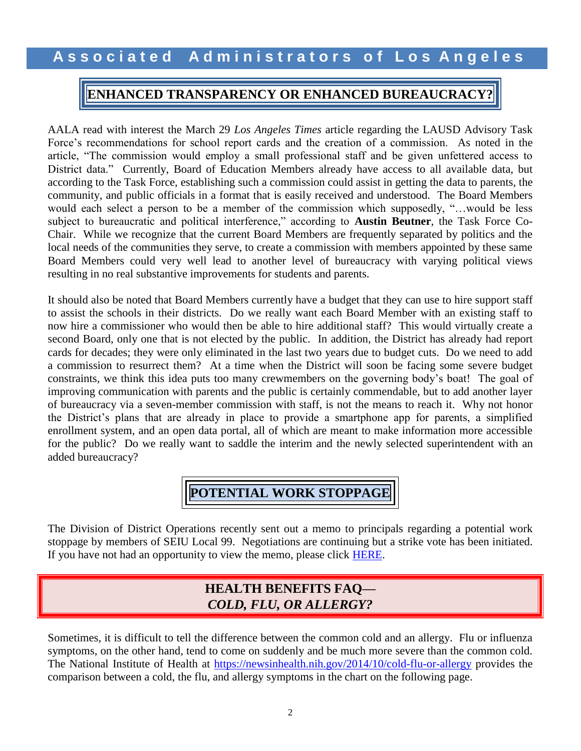## ENHANCED TRANSPARENCY OR ENHANCED BUREAUCRACY?

AALA read with interest the March 29 *Los Angeles Times* article regarding the LAUSD Advisory Task Force's recommendations for school report cards and the creation of a commission. As noted in the article, "The commission would employ a small professional staff and be given unfettered access to District data." Currently, Board of Education Members already have access to all available data, but according to the Task Force, establishing such a commission could assist in getting the data to parents, the community, and public officials in a format that is easily received and understood. The Board Members would each select a person to be a member of the commission which supposedly, "…would be less subject to bureaucratic and political interference," according to **Austin Beutner**, the Task Force Co-Chair. While we recognize that the current Board Members are frequently separated by politics and the local needs of the communities they serve, to create a commission with members appointed by these same Board Members could very well lead to another level of bureaucracy with varying political views resulting in no real substantive improvements for students and parents.

It should also be noted that Board Members currently have a budget that they can use to hire support staff to assist the schools in their districts. Do we really want each Board Member with an existing staff to now hire a commissioner who would then be able to hire additional staff? This would virtually create a second Board, only one that is not elected by the public. In addition, the District has already had report cards for decades; they were only eliminated in the last two years due to budget cuts. Do we need to add a commission to resurrect them? At a time when the District will soon be facing some severe budget constraints, we think this idea puts too many crewmembers on the governing body's boat! The goal of improving communication with parents and the public is certainly commendable, but to add another layer of bureaucracy via a seven-member commission with staff, is not the means to reach it. Why not honor the District's plans that are already in place to provide a smartphone app for parents, a simplified enrollment system, and an open data portal, all of which are meant to make information more accessible for the public? Do we really want to saddle the interim and the newly selected superintendent with an added bureaucracy?

## POTENTIAL WORK STOPPAGE

The Division of District Operations recently sent out a memo to principals regarding a potential work stoppage by members of SEIU Local 99. Negotiations are continuing but a strike vote has been initiated. If you have not had an opportunity to view the memo, please click HERE.

## HEALTH BENEFITS FAQ— *COLD, FLU, OR ALLERGY?*

Sometimes, it is difficult to tell the difference between the common cold and an allergy. Flu or influenza symptoms, on the other hand, tend to come on suddenly and be much more severe than the common cold. The National Institute of Health at https://newsinhealth.nih.gov/2014/10/cold-flu-or-allergy provides the comparison between a cold, the flu, and allergy symptoms in the chart on the following page.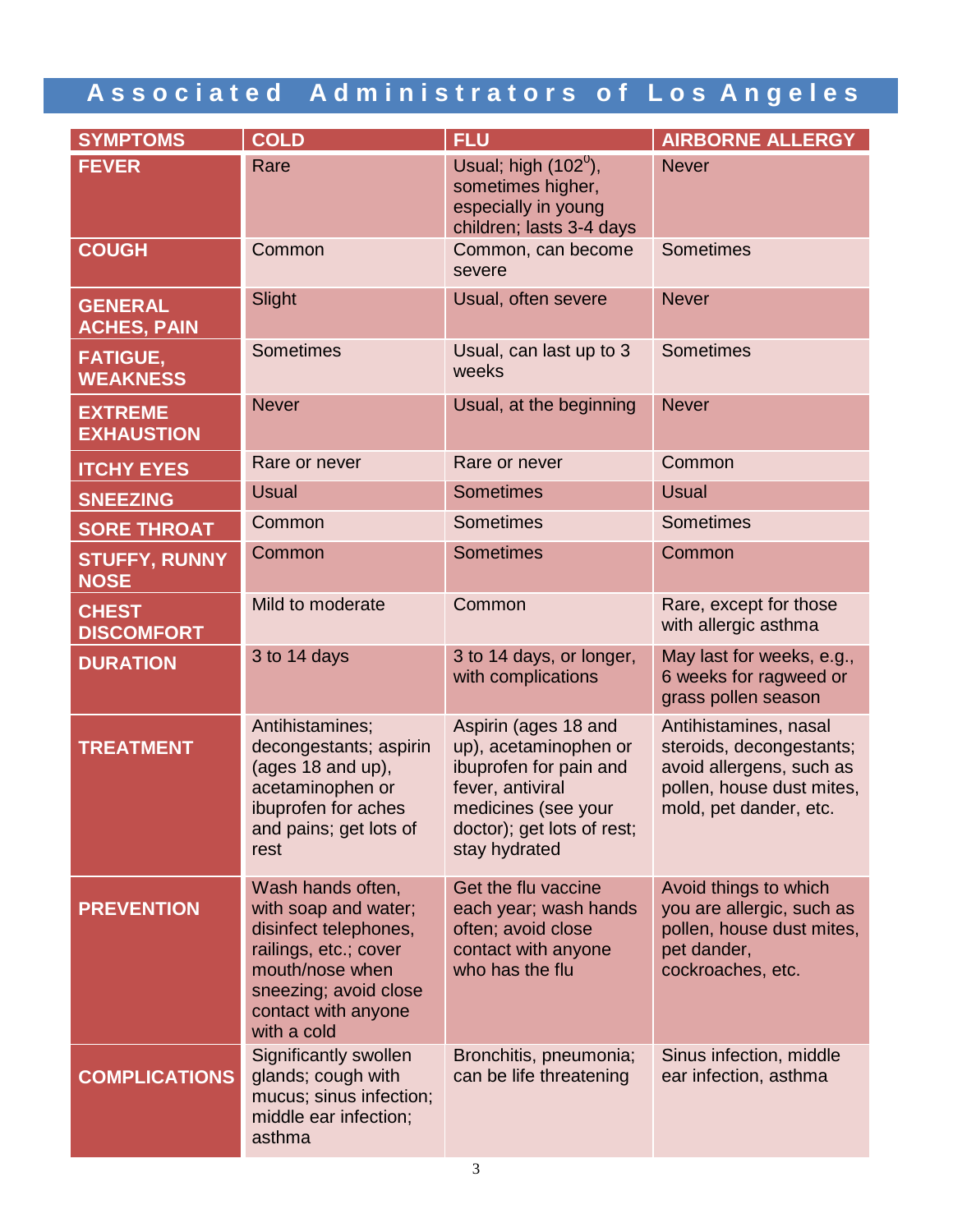| SYMPTOMS | COLD | FLU | AIRBORNE ALLERGY |
|---|---|---|---|
| **FEVER** | Rare | Usual; high (102$^0$), sometimes higher, especially in young children; lasts 3-4 days | Never |
| **COUGH** | Common | Common, can become severe | Sometimes |
| **GENERAL ACHES, PAIN** | Slight | Usual, often severe | Never |
| **FATIGUE, WEAKNESS** | Sometimes | Usual, can last up to 3 weeks | Sometimes |
| **EXTREME EXHAUSTION** | Never | Usual, at the beginning | Never |
| **ITCHY EYES** | Rare or never | Rare or never | Common |
| **SNEEZING** | Usual | Sometimes | Usual |
| **SORE THROAT** | Common | Sometimes | Sometimes |
| **STUFFY, RUNNY NOSE** | Common | Sometimes | Common |
| **CHEST DISCOMFORT** | Mild to moderate | Common | Rare, except for those with allergic asthma |
| **DURATION** | 3 to 14 days | 3 to 14 days, or longer, with complications | May last for weeks, e.g., 6 weeks for ragweed or grass pollen season |
| **TREATMENT** | Antihistamines; decongestants; aspirin (ages 18 and up), acetaminophen or ibuprofen for aches and pains; get lots of rest | Aspirin (ages 18 and up), acetaminophen or ibuprofen for pain and fever, antiviral medicines (see your doctor); get lots of rest; stay hydrated | Antihistamines, nasal steroids, decongestants; avoid allergens, such as pollen, house dust mites, mold, pet dander, etc. |
| **PREVENTION** | Wash hands often, with soap and water; disinfect telephones, railings, etc.; cover mouth/nose when sneezing; avoid close contact with anyone with a cold | Get the flu vaccine each year; wash hands often; avoid close contact with anyone who has the flu | Avoid things to which you are allergic, such as pollen, house dust mites, pet dander, cockroaches, etc. |
| **COMPLICATIONS** | Significantly swollen glands; cough with mucus; sinus infection; middle ear infection; asthma | Bronchitis, pneumonia; can be life threatening | Sinus infection, middle ear infection, asthma |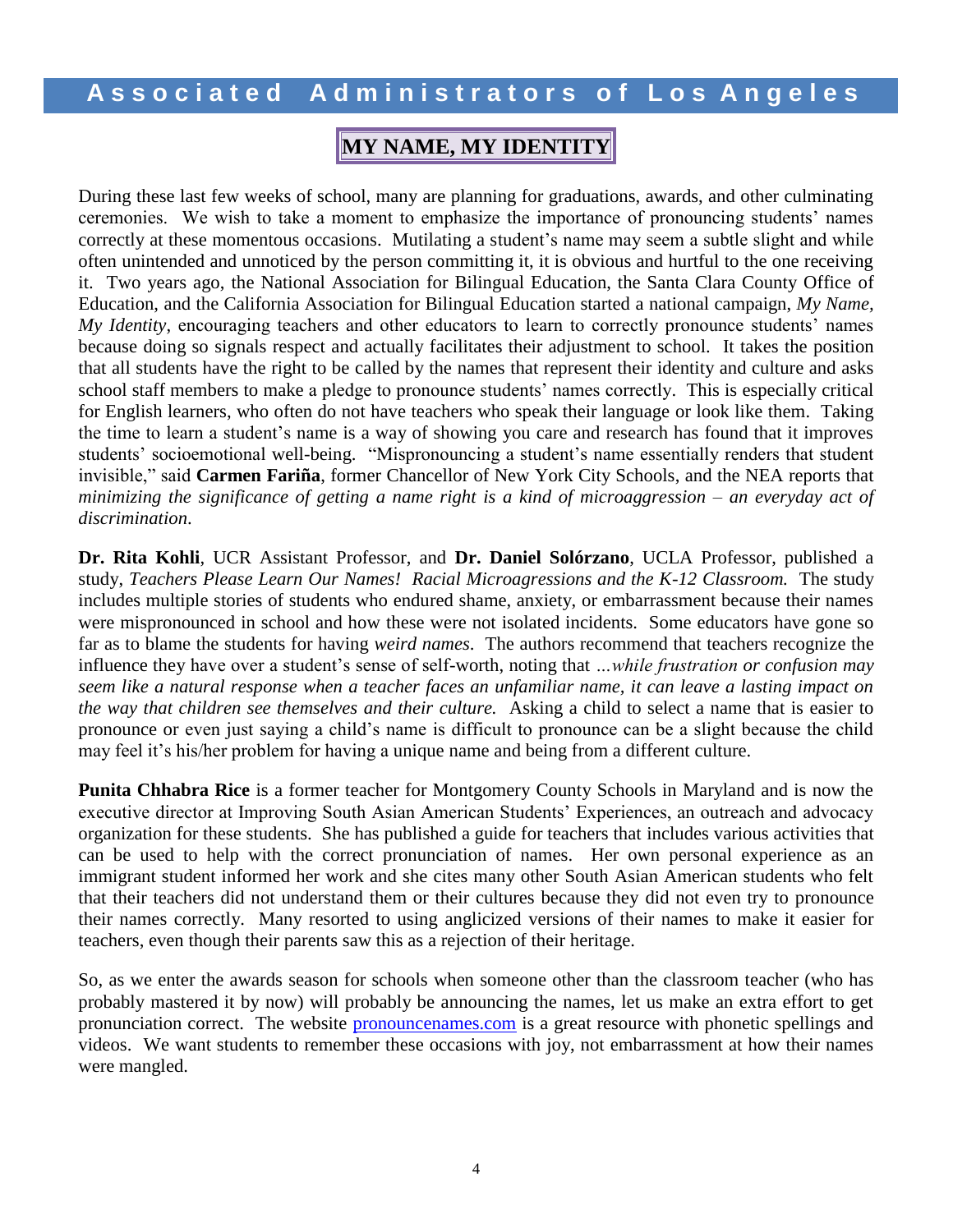# MY NAME, MY IDENTITY

During these last few weeks of school, many are planning for graduations, awards, and other culminating ceremonies. We wish to take a moment to emphasize the importance of pronouncing students' names correctly at these momentous occasions. Mutilating a student's name may seem a subtle slight and while often unintended and unnoticed by the person committing it, it is obvious and hurtful to the one receiving it. Two years ago, the National Association for Bilingual Education, the Santa Clara County Office of Education, and the California Association for Bilingual Education started a national campaign, *My Name, My Identity*, encouraging teachers and other educators to learn to correctly pronounce students' names because doing so signals respect and actually facilitates their adjustment to school. It takes the position that all students have the right to be called by the names that represent their identity and culture and asks school staff members to make a pledge to pronounce students' names correctly. This is especially critical for English learners, who often do not have teachers who speak their language or look like them. Taking the time to learn a student's name is a way of showing you care and research has found that it improves students' socioemotional well-being. "Mispronouncing a student's name essentially renders that student invisible," said **Carmen Fariña**, former Chancellor of New York City Schools, and the NEA reports that *minimizing the significance of getting a name right is a kind of microaggression – an everyday act of discrimination.*

**Dr. Rita Kohli**, UCR Assistant Professor, and **Dr. Daniel Solórzano**, UCLA Professor, published a study, *Teachers Please Learn Our Names! Racial Microagressions and the K-12 Classroom.* The study includes multiple stories of students who endured shame, anxiety, or embarrassment because their names were mispronounced in school and how these were not isolated incidents. Some educators have gone so far as to blame the students for having *weird names*. The authors recommend that teachers recognize the influence they have over a student's sense of self-worth, noting that *…while frustration or confusion may seem like a natural response when a teacher faces an unfamiliar name, it can leave a lasting impact on the way that children see themselves and their culture.* Asking a child to select a name that is easier to pronounce or even just saying a child's name is difficult to pronounce can be a slight because the child may feel it's his/her problem for having a unique name and being from a different culture.

**Punita Chhabra Rice** is a former teacher for Montgomery County Schools in Maryland and is now the executive director at Improving South Asian American Students' Experiences, an outreach and advocacy organization for these students. She has published a guide for teachers that includes various activities that can be used to help with the correct pronunciation of names. Her own personal experience as an immigrant student informed her work and she cites many other South Asian American students who felt that their teachers did not understand them or their cultures because they did not even try to pronounce their names correctly. Many resorted to using anglicized versions of their names to make it easier for teachers, even though their parents saw this as a rejection of their heritage.

So, as we enter the awards season for schools when someone other than the classroom teacher (who has probably mastered it by now) will probably be announcing the names, let us make an extra effort to get pronunciation correct. The website [pronouncenames.com](pronouncenames.com) is a great resource with phonetic spellings and videos. We want students to remember these occasions with joy, not embarrassment at how their names were mangled.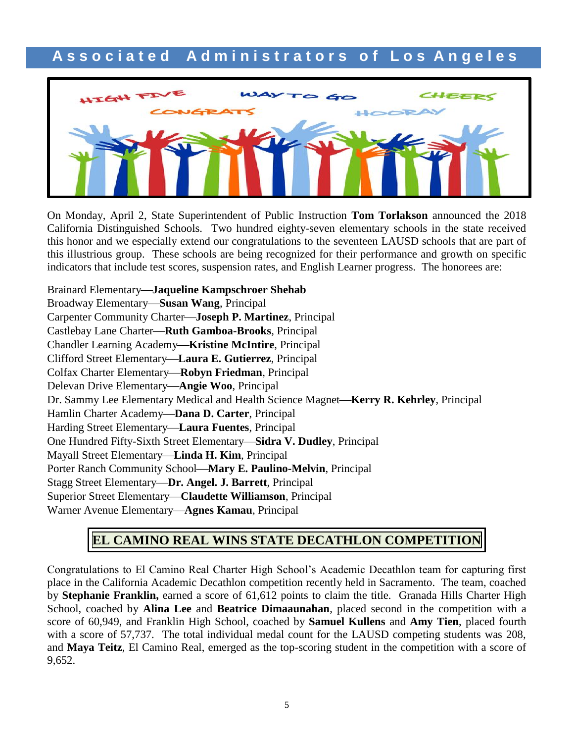## Associated Administrators of Los Angeles

On Monday, April 2, State Superintendent of Public Instruction **Tom Torlakson** announced the 2018 California Distinguished Schools. Two hundred eighty-seven elementary schools in the state received this honor and we especially extend our congratulations to the seventeen LAUSD schools that are part of this illustrious group. These schools are being recognized for their performance and growth on specific indicators that include test scores, suspension rates, and English Learner progress. The honorees are:

Brainard Elementary—**Jaqueline Kampschroer Shehab**
Broadway Elementary—**Susan Wang**, Principal
Carpenter Community Charter—**Joseph P. Martinez**, Principal
Castlebay Lane Charter—**Ruth Gamboa-Brooks**, Principal
Chandler Learning Academy—**Kristine McIntire**, Principal
Clifford Street Elementary—**Laura E. Gutierrez**, Principal
Colfax Charter Elementary—**Robyn Friedman**, Principal
Delevan Drive Elementary—**Angie Woo**, Principal
Dr. Sammy Lee Elementary Medical and Health Science Magnet—**Kerry R. Kehrley**, Principal
Hamlin Charter Academy—**Dana D. Carter**, Principal
Harding Street Elementary—**Laura Fuentes**, Principal
One Hundred Fifty-Sixth Street Elementary—**Sidra V. Dudley**, Principal
Mayall Street Elementary—**Linda H. Kim**, Principal
Porter Ranch Community School—**Mary E. Paulino-Melvin**, Principal
Stagg Street Elementary—**Dr. Angel. J. Barrett**, Principal
Superior Street Elementary—**Claudette Williamson**, Principal
Warner Avenue Elementary—**Agnes Kamau**, Principal

## EL CAMINO REAL WINS STATE DECATHLON COMPETITION

Congratulations to El Camino Real Charter High School's Academic Decathlon team for capturing first place in the California Academic Decathlon competition recently held in Sacramento. The team, coached by **Stephanie Franklin,** earned a score of 61,612 points to claim the title. Granada Hills Charter High School, coached by **Alina Lee** and **Beatrice Dimaaunahan**, placed second in the competition with a score of 60,949, and Franklin High School, coached by **Samuel Kullens** and **Amy Tien**, placed fourth with a score of 57,737. The total individual medal count for the LAUSD competing students was 208, and **Maya Teitz**, El Camino Real, emerged as the top-scoring student in the competition with a score of 9,652.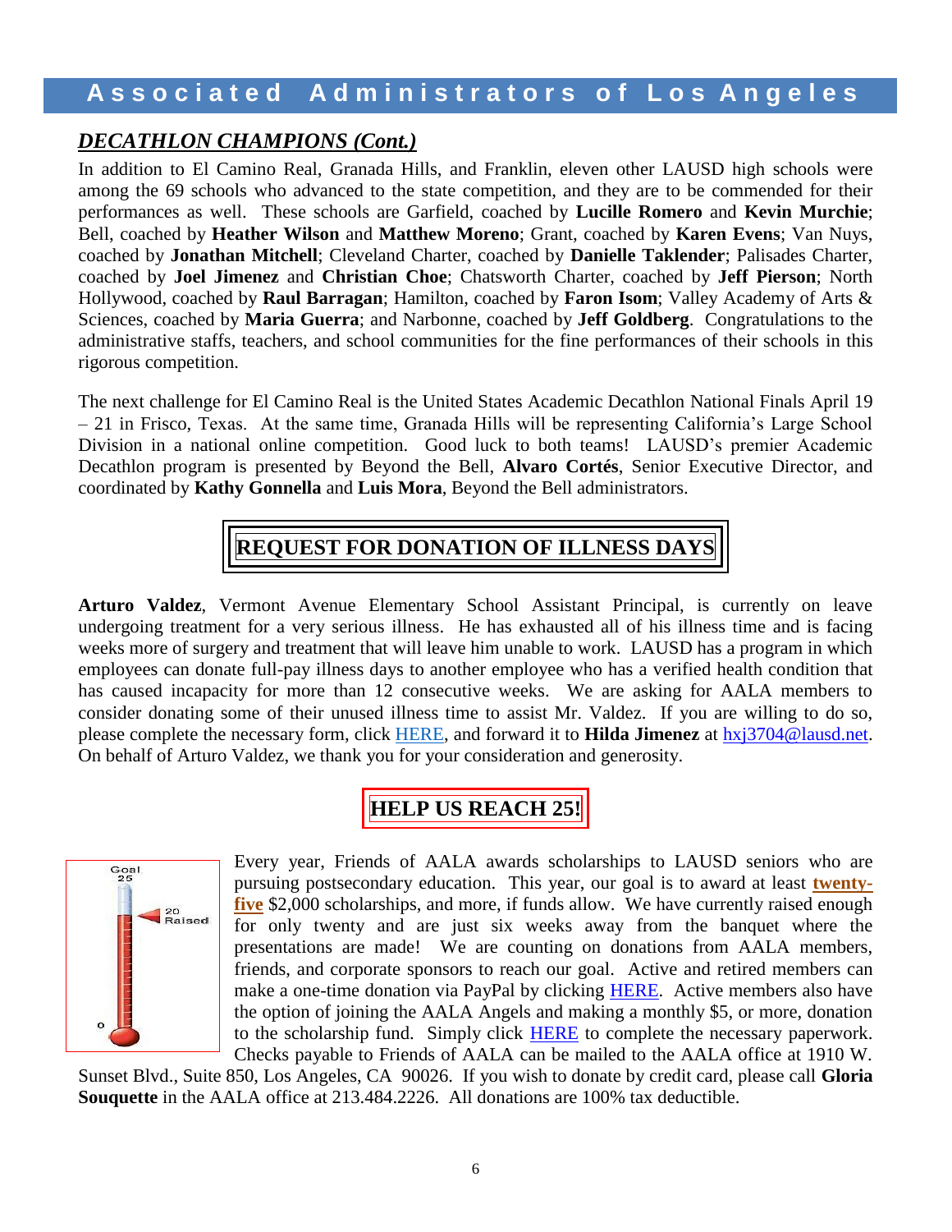## *DECATHLON CHAMPIONS (Cont.)*

In addition to El Camino Real, Granada Hills, and Franklin, eleven other LAUSD high schools were among the 69 schools who advanced to the state competition, and they are to be commended for their performances as well. These schools are Garfield, coached by **Lucille Romero** and **Kevin Murchie**; Bell, coached by **Heather Wilson** and **Matthew Moreno**; Grant, coached by **Karen Evens**; Van Nuys, coached by **Jonathan Mitchell**; Cleveland Charter, coached by **Danielle Taklender**; Palisades Charter, coached by **Joel Jimenez** and **Christian Choe**; Chatsworth Charter, coached by **Jeff Pierson**; North Hollywood, coached by **Raul Barragan**; Hamilton, coached by **Faron Isom**; Valley Academy of Arts & Sciences, coached by **Maria Guerra**; and Narbonne, coached by **Jeff Goldberg**. Congratulations to the administrative staffs, teachers, and school communities for the fine performances of their schools in this rigorous competition.

The next challenge for El Camino Real is the United States Academic Decathlon National Finals April 19 – 21 in Frisco, Texas. At the same time, Granada Hills will be representing California's Large School Division in a national online competition. Good luck to both teams! LAUSD's premier Academic Decathlon program is presented by Beyond the Bell, **Alvaro Cortés**, Senior Executive Director, and coordinated by **Kathy Gonnella** and **Luis Mora**, Beyond the Bell administrators.

## REQUEST FOR DONATION OF ILLNESS DAYS

**Arturo Valdez**, Vermont Avenue Elementary School Assistant Principal, is currently on leave undergoing treatment for a very serious illness. He has exhausted all of his illness time and is facing weeks more of surgery and treatment that will leave him unable to work. LAUSD has a program in which employees can donate full-pay illness days to another employee who has a verified health condition that has caused incapacity for more than 12 consecutive weeks. We are asking for AALA members to consider donating some of their unused illness time to assist Mr. Valdez. If you are willing to do so, please complete the necessary form, click HERE, and forward it to **Hilda Jimenez** at hxj3704@lausd.net. On behalf of Arturo Valdez, we thank you for your consideration and generosity.

## HELP US REACH 25!

Goal 25

20 Raised

0

Every year, Friends of AALA awards scholarships to LAUSD seniors who are pursuing postsecondary education. This year, our goal is to award at least **twenty-five** $2,000 scholarships, and more, if funds allow. We have currently raised enough for only twenty and are just six weeks away from the banquet where the presentations are made! We are counting on donations from AALA members, friends, and corporate sponsors to reach our goal. Active and retired members can make a one-time donation via PayPal by clicking HERE. Active members also have the option of joining the AALA Angels and making a monthly $5, or more, donation to the scholarship fund. Simply click HERE to complete the necessary paperwork. Checks payable to Friends of AALA can be mailed to the AALA office at 1910 W. Sunset Blvd., Suite 850, Los Angeles, CA 90026. If you wish to donate by credit card, please call **Gloria Souquette** in the AALA office at 213.484.2226. All donations are 100% tax deductible.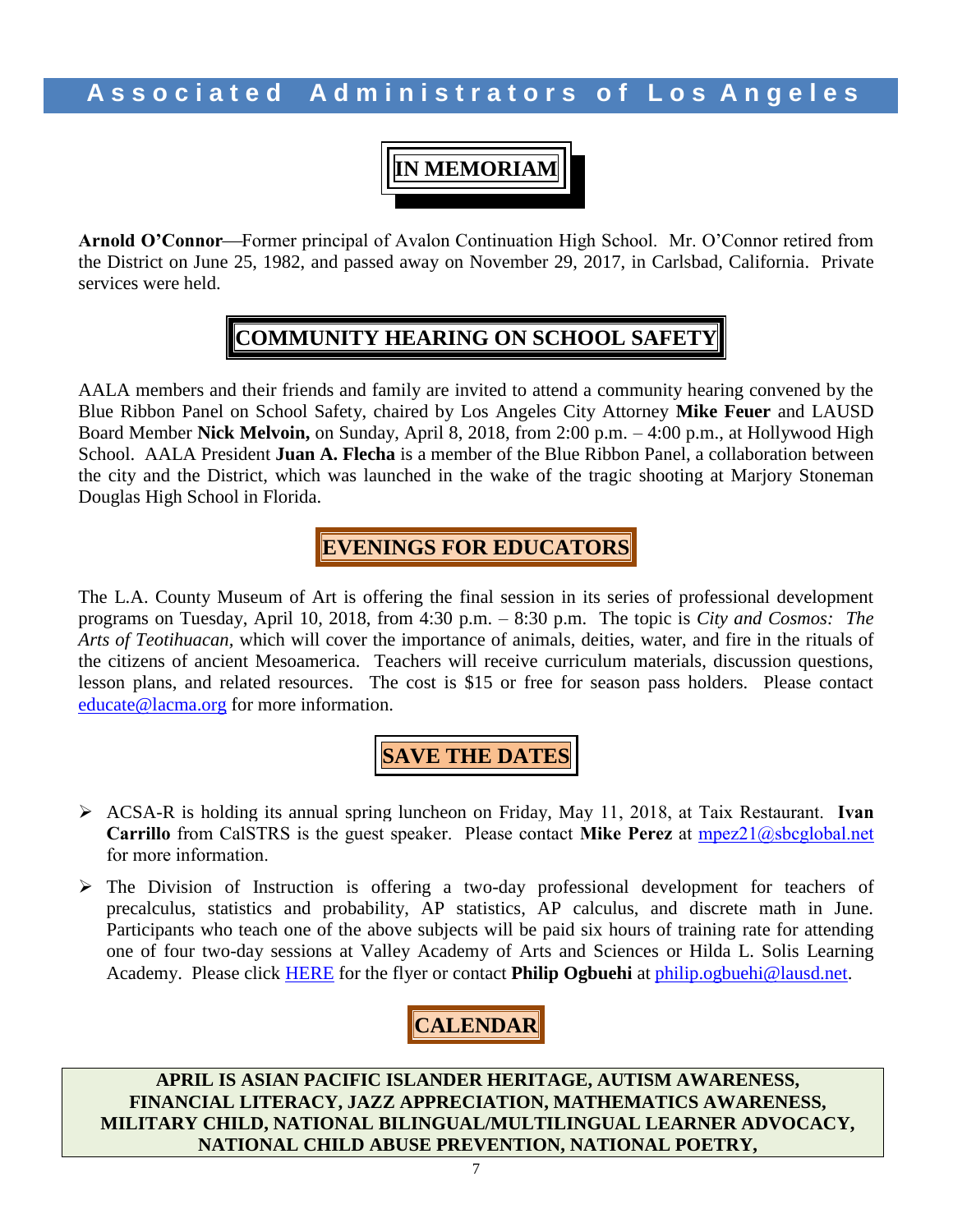## IN MEMORIAM

**Arnold O'Connor**—Former principal of Avalon Continuation High School. Mr. O'Connor retired from the District on June 25, 1982, and passed away on November 29, 2017, in Carlsbad, California. Private services were held.

## COMMUNITY HEARING ON SCHOOL SAFETY

AALA members and their friends and family are invited to attend a community hearing convened by the Blue Ribbon Panel on School Safety, chaired by Los Angeles City Attorney **Mike Feuer** and LAUSD Board Member **Nick Melvoin,** on Sunday, April 8, 2018, from 2:00 p.m. – 4:00 p.m., at Hollywood High School. AALA President **Juan A. Flecha** is a member of the Blue Ribbon Panel, a collaboration between the city and the District, which was launched in the wake of the tragic shooting at Marjory Stoneman Douglas High School in Florida.

## EVENINGS FOR EDUCATORS

The L.A. County Museum of Art is offering the final session in its series of professional development programs on Tuesday, April 10, 2018, from 4:30 p.m. – 8:30 p.m. The topic is *City and Cosmos: The Arts of Teotihuacan*, which will cover the importance of animals, deities, water, and fire in the rituals of the citizens of ancient Mesoamerica. Teachers will receive curriculum materials, discussion questions, lesson plans, and related resources. The cost is $15 or free for season pass holders. Please contact educate@lacma.org for more information.

## SAVE THE DATES

- ACSA-R is holding its annual spring luncheon on Friday, May 11, 2018, at Taix Restaurant. **Ivan Carrillo** from CalSTRS is the guest speaker. Please contact **Mike Perez** at mpez21@sbcglobal.net for more information.
- The Division of Instruction is offering a two-day professional development for teachers of precalculus, statistics and probability, AP statistics, AP calculus, and discrete math in June. Participants who teach one of the above subjects will be paid six hours of training rate for attending one of four two-day sessions at Valley Academy of Arts and Sciences or Hilda L. Solis Learning Academy. Please click HERE for the flyer or contact **Philip Ogbuehi** at philip.ogbuehi@lausd.net.

## CALENDAR

**APRIL IS ASIAN PACIFIC ISLANDER HERITAGE, AUTISM AWARENESS, FINANCIAL LITERACY, JAZZ APPRECIATION, MATHEMATICS AWARENESS, MILITARY CHILD, NATIONAL BILINGUAL/MULTILINGUAL LEARNER ADVOCACY, NATIONAL CHILD ABUSE PREVENTION, NATIONAL POETRY,**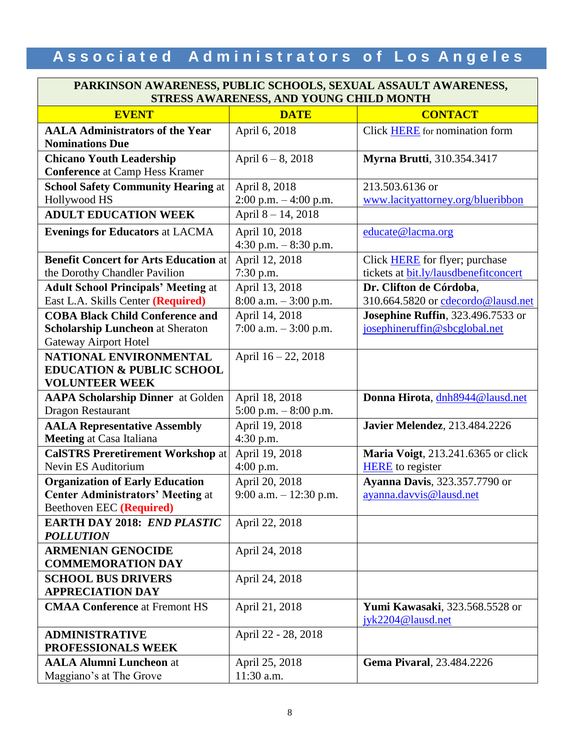# Associated Administrators of Los Angeles

| PARKINSON AWARENESS, PUBLIC SCHOOLS, SEXUAL ASSAULT AWARENESS, STRESS AWARENESS, AND YOUNG CHILD MONTH | | |
|---|---|---|
| **EVENT** | **DATE** | **CONTACT** |
| **AALA Administrators of the Year Nominations Due** | April 6, 2018 | Click HERE for nomination form |
| **Chicano Youth Leadership Conference** at Camp Hess Kramer | April 6 – 8, 2018 | **Myrna Brutti**, 310.354.3417 |
| **School Safety Community Hearing** at Hollywood HS | April 8, 2018 2:00 p.m. – 4:00 p.m. | 213.503.6136 or www.lacityattorney.org/blueribbon |
| **ADULT EDUCATION WEEK** | April 8 – 14, 2018 | |
| **Evenings for Educators** at LACMA | April 10, 2018 4:30 p.m. – 8:30 p.m. | educate@lacma.org |
| **Benefit Concert for Arts Education** at the Dorothy Chandler Pavilion | April 12, 2018 7:30 p.m. | Click HERE for flyer; purchase tickets at bit.ly/lausdbenefitconcert |
| **Adult School Principals' Meeting** at East L.A. Skills Center **(Required)** | April 13, 2018 8:00 a.m. – 3:00 p.m. | **Dr. Clifton de Córdoba**, 310.664.5820 or cdecordo@lausd.net |
| **COBA Black Child Conference and Scholarship Luncheon** at Sheraton Gateway Airport Hotel | April 14, 2018 7:00 a.m. – 3:00 p.m. | **Josephine Ruffin**, 323.496.7533 or josephineruffin@sbcglobal.net |
| **NATIONAL ENVIRONMENTAL EDUCATION & PUBLIC SCHOOL VOLUNTEER WEEK** | April 16 – 22, 2018 | |
| **AAPA Scholarship Dinner** at Golden Dragon Restaurant | April 18, 2018 5:00 p.m. – 8:00 p.m. | **Donna Hirota**, dnh8944@lausd.net |
| **AALA Representative Assembly Meeting** at Casa Italiana | April 19, 2018 4:30 p.m. | **Javier Melendez**, 213.484.2226 |
| **CalSTRS Preretirement Workshop** at Nevin ES Auditorium | April 19, 2018 4:00 p.m. | **Maria Voigt**, 213.241.6365 or click HERE to register |
| **Organization of Early Education Center Administrators' Meeting** at Beethoven EEC **(Required)** | April 20, 2018 9:00 a.m. – 12:30 p.m. | **Ayanna Davis**, 323.357.7790 or ayanna.davvis@lausd.net |
| **EARTH DAY 2018: *END PLASTIC POLLUTION*** | April 22, 2018 | |
| **ARMENIAN GENOCIDE COMMEMORATION DAY** | April 24, 2018 | |
| **SCHOOL BUS DRIVERS APPRECIATION DAY** | April 24, 2018 | |
| **CMAA Conference** at Fremont HS | April 21, 2018 | **Yumi Kawasaki**, 323.568.5528 or jyk2204@lausd.net |
| **ADMINISTRATIVE PROFESSIONALS WEEK** | April 22 - 28, 2018 | |
| **AALA Alumni Luncheon** at Maggiano's at The Grove | April 25, 2018 11:30 a.m. | **Gema Pivaral**, 23.484.2226 |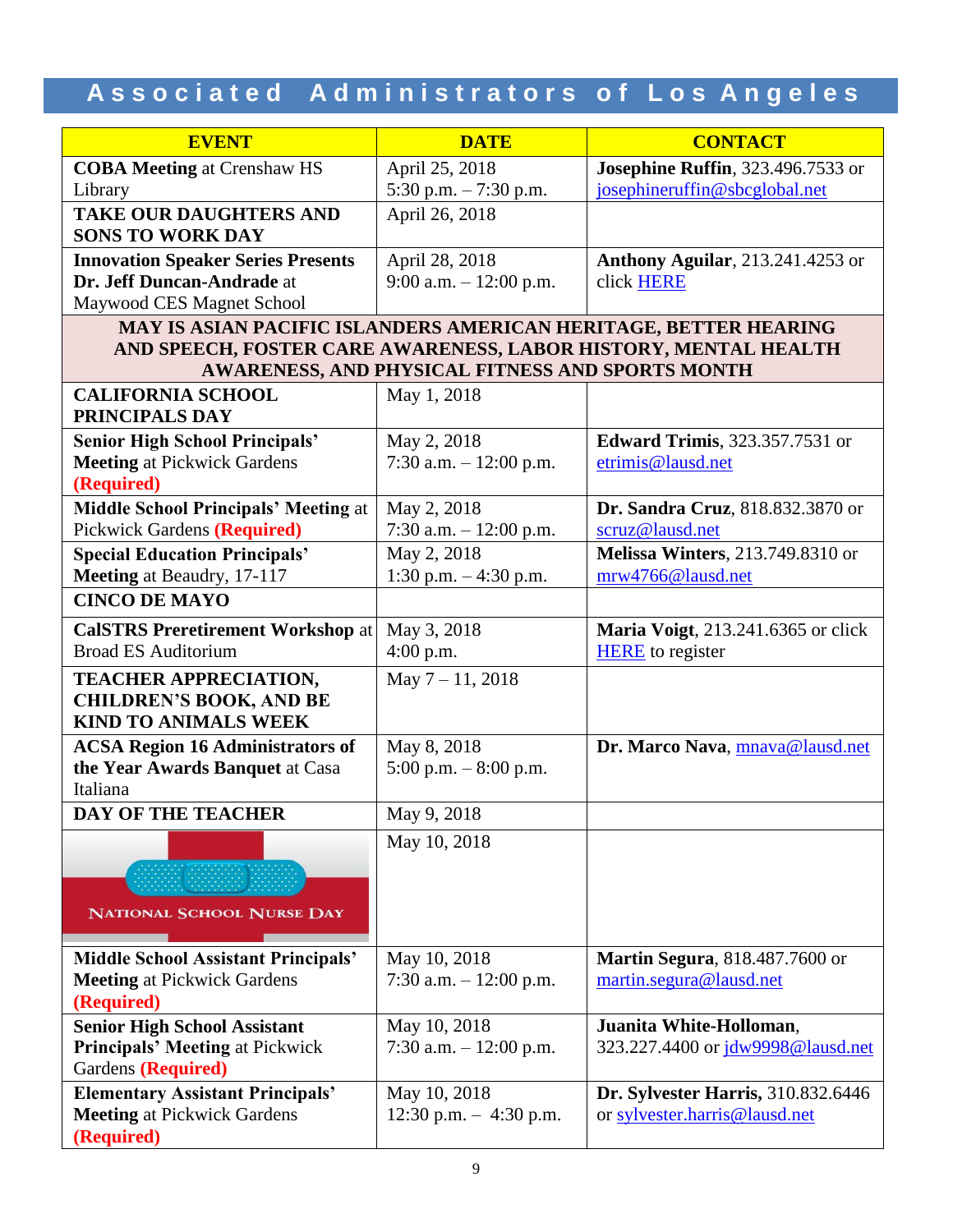# Associated Administrators of Los Angeles

| EVENT | DATE | CONTACT |
|---|---|---|
| **COBA Meeting** at Crenshaw HS Library | April 25, 2018<br>5:30 p.m. – 7:30 p.m. | **Josephine Ruffin**, 323.496.7533 or josephineruffin@sbcglobal.net |
| **TAKE OUR DAUGHTERS AND SONS TO WORK DAY** | April 26, 2018 | |
| **Innovation Speaker Series Presents Dr. Jeff Duncan-Andrade** at Maywood CES Magnet School | April 28, 2018<br>9:00 a.m. – 12:00 p.m. | **Anthony Aguilar**, 213.241.4253 or click HERE |
| **MAY IS ASIAN PACIFIC ISLANDERS AMERICAN HERITAGE, BETTER HEARING AND SPEECH, FOSTER CARE AWARENESS, LABOR HISTORY, MENTAL HEALTH AWARENESS, AND PHYSICAL FITNESS AND SPORTS MONTH** | | |
| **CALIFORNIA SCHOOL PRINCIPALS DAY** | May 1, 2018 | |
| **Senior High School Principals' Meeting** at Pickwick Gardens **(Required)** | May 2, 2018<br>7:30 a.m. – 12:00 p.m. | **Edward Trimis**, 323.357.7531 or etrimis@lausd.net |
| **Middle School Principals' Meeting** at Pickwick Gardens **(Required)** | May 2, 2018<br>7:30 a.m. – 12:00 p.m. | **Dr. Sandra Cruz**, 818.832.3870 or scruz@lausd.net |
| **Special Education Principals' Meeting** at Beaudry, 17-117 | May 2, 2018<br>1:30 p.m. – 4:30 p.m. | **Melissa Winters**, 213.749.8310 or mrw4766@lausd.net |
| **CINCO DE MAYO** | | |
| **CalSTRS Preretirement Workshop** at Broad ES Auditorium | May 3, 2018<br>4:00 p.m. | **Maria Voigt**, 213.241.6365 or click HERE to register |
| **TEACHER APPRECIATION, CHILDREN'S BOOK, AND BE KIND TO ANIMALS WEEK** | May 7 – 11, 2018 | |
| **ACSA Region 16 Administrators of the Year Awards Banquet** at Casa Italiana | May 8, 2018<br>5:00 p.m. – 8:00 p.m. | **Dr. Marco Nava**, mnava@lausd.net |
| **DAY OF THE TEACHER** | May 9, 2018 | |
| NATIONAL SCHOOL NURSE DAY | May 10, 2018 | |
| **Middle School Assistant Principals' Meeting** at Pickwick Gardens **(Required)** | May 10, 2018<br>7:30 a.m. – 12:00 p.m. | **Martin Segura**, 818.487.7600 or martin.segura@lausd.net |
| **Senior High School Assistant Principals' Meeting** at Pickwick Gardens **(Required)** | May 10, 2018<br>7:30 a.m. – 12:00 p.m. | **Juanita White-Holloman**, 323.227.4400 or jdw9998@lausd.net |
| **Elementary Assistant Principals' Meeting** at Pickwick Gardens **(Required)** | May 10, 2018<br>12:30 p.m. – 4:30 p.m. | **Dr. Sylvester Harris,** 310.832.6446 or sylvester.harris@lausd.net |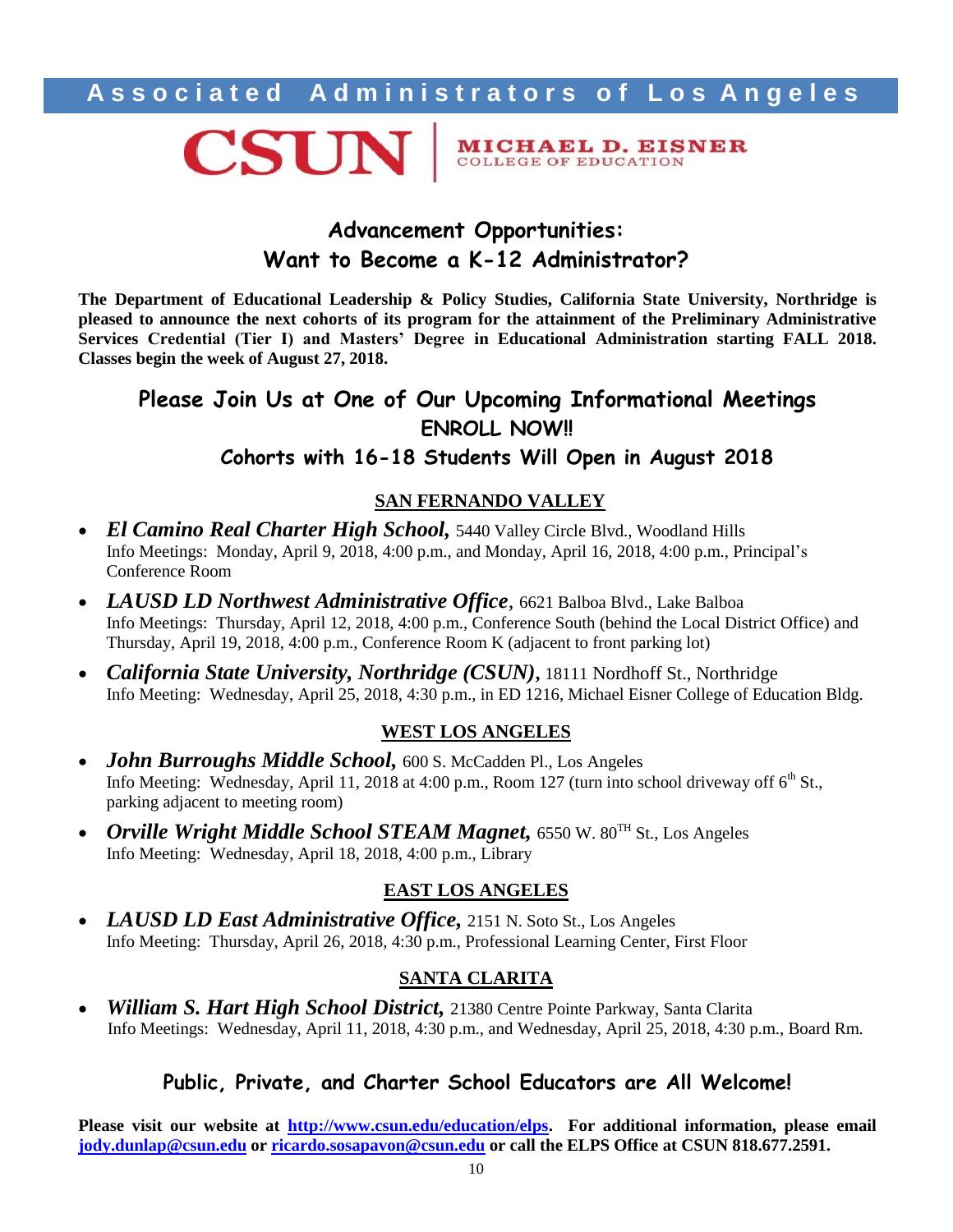**Associated Administrators of Los Angeles**

CSUN | MICHAEL D. EISNER COLLEGE OF EDUCATION

## Advancement Opportunities: Want to Become a K-12 Administrator?

**The Department of Educational Leadership & Policy Studies, California State University, Northridge is pleased to announce the next cohorts of its program for the attainment of the Preliminary Administrative Services Credential (Tier I) and Masters' Degree in Educational Administration starting FALL 2018. Classes begin the week of August 27, 2018.**

## Please Join Us at One of Our Upcoming Informational Meetings

### ENROLL NOW!!

### Cohorts with 16-18 Students Will Open in August 2018

### SAN FERNANDO VALLEY

- ***El Camino Real Charter High School,*** 5440 Valley Circle Blvd., Woodland Hills
  Info Meetings: Monday, April 9, 2018, 4:00 p.m., and Monday, April 16, 2018, 4:00 p.m., Principal's Conference Room
- ***LAUSD LD Northwest Administrative Office***, 6621 Balboa Blvd., Lake Balboa
  Info Meetings: Thursday, April 12, 2018, 4:00 p.m., Conference South (behind the Local District Office) and Thursday, April 19, 2018, 4:00 p.m., Conference Room K (adjacent to front parking lot)
- ***California State University, Northridge (CSUN),*** 18111 Nordhoff St., Northridge
  Info Meeting: Wednesday, April 25, 2018, 4:30 p.m., in ED 1216, Michael Eisner College of Education Bldg.

### WEST LOS ANGELES

- ***John Burroughs Middle School,*** 600 S. McCadden Pl., Los Angeles
  Info Meeting: Wednesday, April 11, 2018 at 4:00 p.m., Room 127 (turn into school driveway off 6th St., parking adjacent to meeting room)
- ***Orville Wright Middle School STEAM Magnet,*** 6550 W. 80TH St., Los Angeles
  Info Meeting: Wednesday, April 18, 2018, 4:00 p.m., Library

### EAST LOS ANGELES

- ***LAUSD LD East Administrative Office,*** 2151 N. Soto St., Los Angeles
  Info Meeting: Thursday, April 26, 2018, 4:30 p.m., Professional Learning Center, First Floor

### SANTA CLARITA

- ***William S. Hart High School District,*** 21380 Centre Pointe Parkway, Santa Clarita
  Info Meetings: Wednesday, April 11, 2018, 4:30 p.m., and Wednesday, April 25, 2018, 4:30 p.m., Board Rm.

## Public, Private, and Charter School Educators are All Welcome!

**Please visit our website at http://www.csun.edu/education/elps. For additional information, please email jody.dunlap@csun.edu or ricardo.sosapavon@csun.edu or call the ELPS Office at CSUN 818.677.2591.**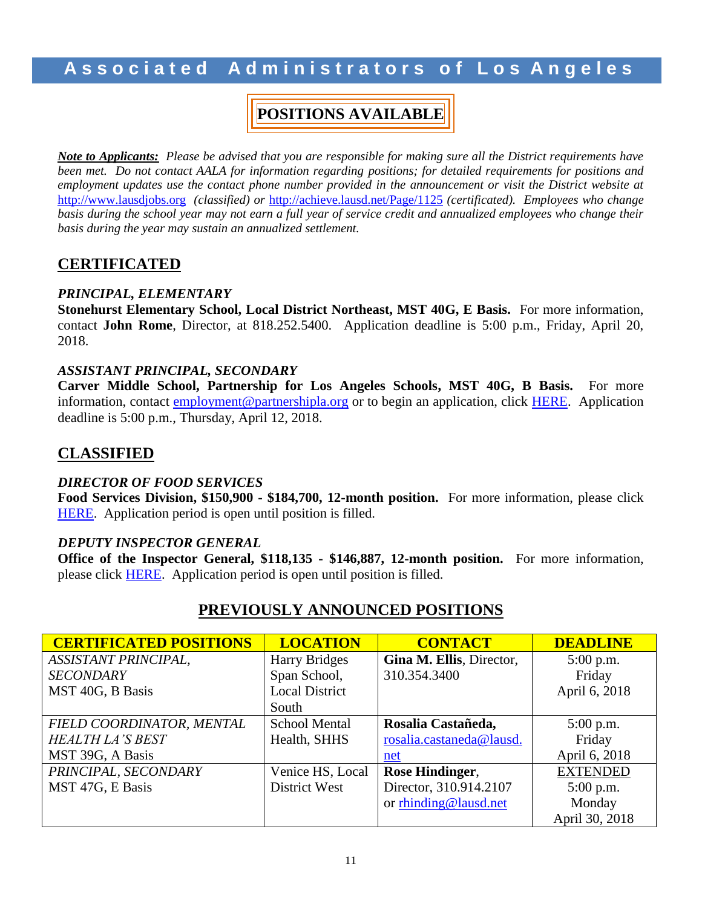# Associated Administrators of Los Angeles

## POSITIONS AVAILABLE

***Note to Applicants:*** *Please be advised that you are responsible for making sure all the District requirements have been met. Do not contact AALA for information regarding positions; for detailed requirements for positions and employment updates use the contact phone number provided in the announcement or visit the District website at* http://www.lausdjobs.org *(classified) or* http://achieve.lausd.net/Page/1125 *(certificated). Employees who change basis during the school year may not earn a full year of service credit and annualized employees who change their basis during the year may sustain an annualized settlement.*

## CERTIFICATED

### *PRINCIPAL, ELEMENTARY*

**Stonehurst Elementary School, Local District Northeast, MST 40G, E Basis.** For more information, contact **John Rome**, Director, at 818.252.5400. Application deadline is 5:00 p.m., Friday, April 20, 2018.

### *ASSISTANT PRINCIPAL, SECONDARY*

**Carver Middle School, Partnership for Los Angeles Schools, MST 40G, B Basis.** For more information, contact employment@partnershipla.org or to begin an application, click HERE. Application deadline is 5:00 p.m., Thursday, April 12, 2018.

## CLASSIFIED

### *DIRECTOR OF FOOD SERVICES*

**Food Services Division, $150,900 - $184,700, 12-month position.** For more information, please click HERE. Application period is open until position is filled.

### *DEPUTY INSPECTOR GENERAL*

**Office of the Inspector General, $118,135 - $146,887, 12-month position.** For more information, please click HERE. Application period is open until position is filled.

## PREVIOUSLY ANNOUNCED POSITIONS

| CERTIFICATED POSITIONS | LOCATION | CONTACT | DEADLINE |
|---|---|---|---|
| *ASSISTANT PRINCIPAL, SECONDARY* MST 40G, B Basis | Harry Bridges Span School, Local District South | **Gina M. Ellis**, Director, 310.354.3400 | 5:00 p.m. Friday April 6, 2018 |
| *FIELD COORDINATOR, MENTAL HEALTH LA'S BEST* MST 39G, A Basis | School Mental Health, SHHS | **Rosalia Castañeda,** rosalia.castaneda@lausd.net | 5:00 p.m. Friday April 6, 2018 |
| *PRINCIPAL, SECONDARY* MST 47G, E Basis | Venice HS, Local District West | **Rose Hindinger**, Director, 310.914.2107 or rhinding@lausd.net | EXTENDED 5:00 p.m. Monday April 30, 2018 |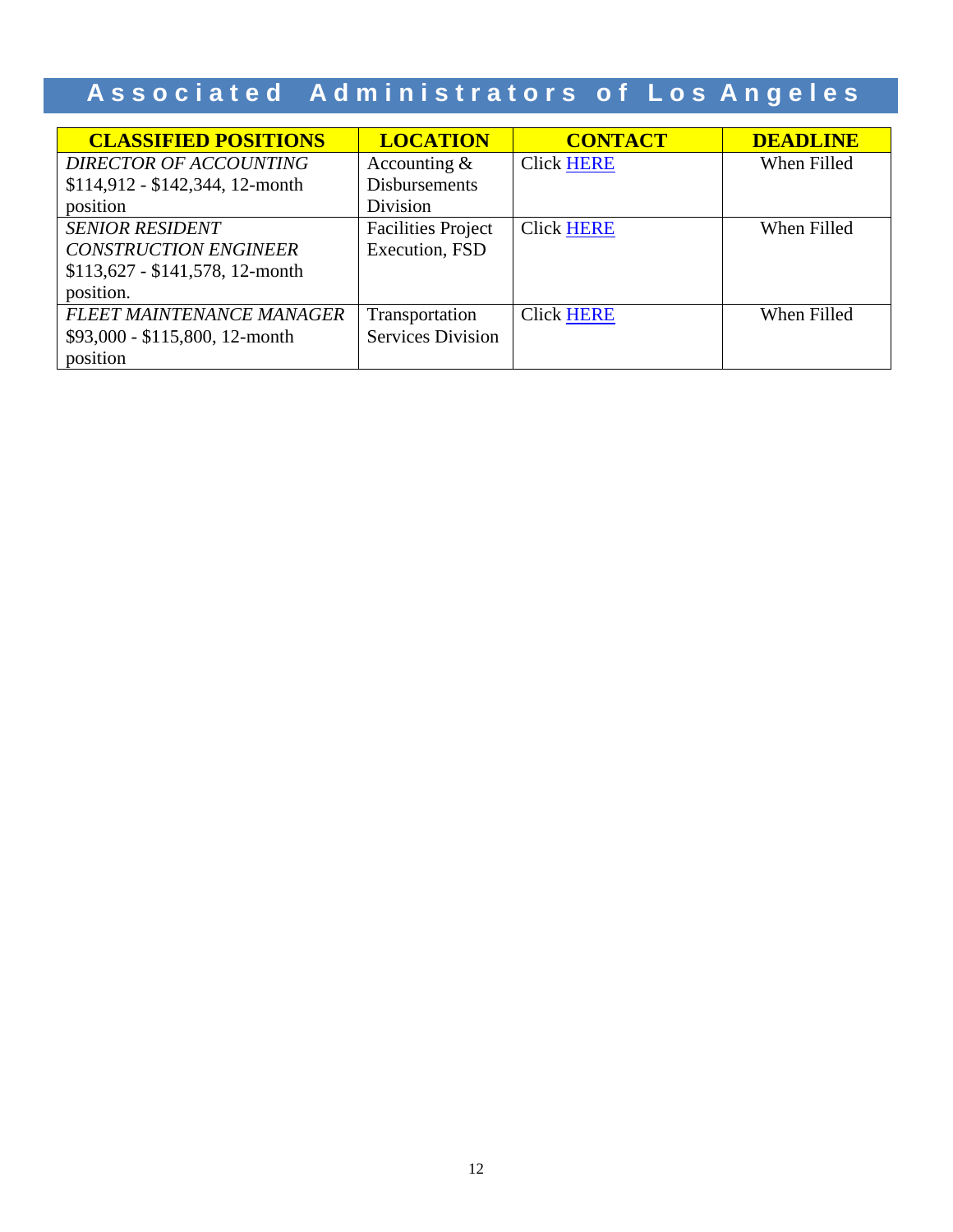# Associated Administrators of Los Angeles

| CLASSIFIED POSITIONS | LOCATION | CONTACT | DEADLINE |
|---|---|---|---|
| *DIRECTOR OF ACCOUNTING* $114,912 - $142,344, 12-month position | Accounting & Disbursements Division | Click HERE | When Filled |
| *SENIOR RESIDENT CONSTRUCTION ENGINEER* $113,627 - $141,578, 12-month position. | Facilities Project Execution, FSD | Click HERE | When Filled |
| *FLEET MAINTENANCE MANAGER* $93,000 - $115,800, 12-month position | Transportation Services Division | Click HERE | When Filled |